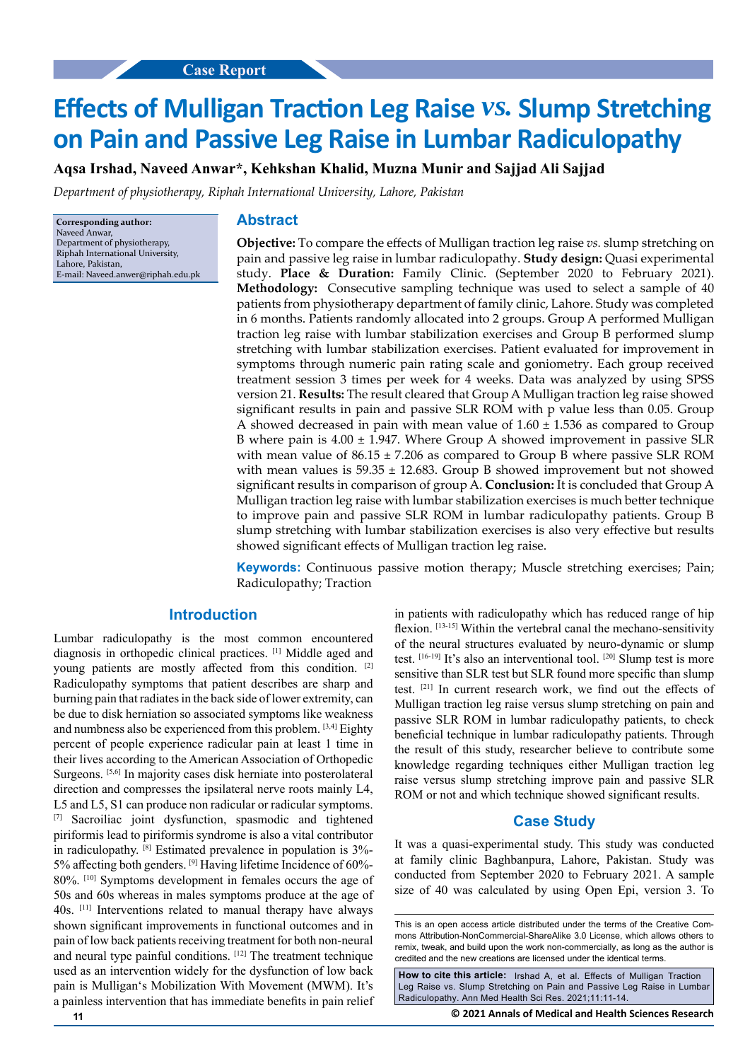Case Report

# Effects of Mulligan Traction Leg Raise *vs.* Slump Stretching on Pain and Passive Leg Raise in Lumbar Radiculopathy

**Aqsa Irshad, Naveed Anwar*, Kehkshan Khalid, Muzna Munir and Sajjad Ali Sajjad**

*Department of physiotherapy, Riphah International University, Lahore, Pakistan*

**Corresponding author:**
Naveed Anwar,
Department of physiotherapy,
Riphah International University,
Lahore, Pakistan,
E-mail: Naveed.anwer@riphah.edu.pk

## Abstract

**Objective:** To compare the effects of Mulligan traction leg raise *vs.* slump stretching on pain and passive leg raise in lumbar radiculopathy. **Study design:** Quasi experimental study. **Place & Duration:** Family Clinic. (September 2020 to February 2021). **Methodology:** Consecutive sampling technique was used to select a sample of 40 patients from physiotherapy department of family clinic, Lahore. Study was completed in 6 months. Patients randomly allocated into 2 groups. Group A performed Mulligan traction leg raise with lumbar stabilization exercises and Group B performed slump stretching with lumbar stabilization exercises. Patient evaluated for improvement in symptoms through numeric pain rating scale and goniometry. Each group received treatment session 3 times per week for 4 weeks. Data was analyzed by using SPSS version 21. **Results:** The result cleared that Group A Mulligan traction leg raise showed significant results in pain and passive SLR ROM with p value less than 0.05. Group A showed decreased in pain with mean value of 1.60 ± 1.536 as compared to Group B where pain is 4.00 ± 1.947. Where Group A showed improvement in passive SLR with mean value of 86.15 ± 7.206 as compared to Group B where passive SLR ROM with mean values is 59.35 ± 12.683. Group B showed improvement but not showed significant results in comparison of group A. **Conclusion:** It is concluded that Group A Mulligan traction leg raise with lumbar stabilization exercises is much better technique to improve pain and passive SLR ROM in lumbar radiculopathy patients. Group B slump stretching with lumbar stabilization exercises is also very effective but results showed significant effects of Mulligan traction leg raise.

**Keywords:** Continuous passive motion therapy; Muscle stretching exercises; Pain; Radiculopathy; Traction

## Introduction

Lumbar radiculopathy is the most common encountered diagnosis in orthopedic clinical practices. [1] Middle aged and young patients are mostly affected from this condition. [2] Radiculopathy symptoms that patient describes are sharp and burning pain that radiates in the back side of lower extremity, can be due to disk herniation so associated symptoms like weakness and numbness also be experienced from this problem. [3,4] Eighty percent of people experience radicular pain at least 1 time in their lives according to the American Association of Orthopedic Surgeons. [5,6] In majority cases disk herniate into posterolateral direction and compresses the ipsilateral nerve roots mainly L4, L5 and L5, S1 can produce non radicular or radicular symptoms. [7] Sacroiliac joint dysfunction, spasmodic and tightened piriformis lead to piriformis syndrome is also a vital contributor in radiculopathy. [8] Estimated prevalence in population is 3%-5% affecting both genders. [9] Having lifetime Incidence of 60%-80%. [10] Symptoms development in females occurs the age of 50s and 60s whereas in males symptoms produce at the age of 40s. [11] Interventions related to manual therapy have always shown significant improvements in functional outcomes and in pain of low back patients receiving treatment for both non-neural and neural type painful conditions. [12] The treatment technique used as an intervention widely for the dysfunction of low back pain is Mulligan's Mobilization With Movement (MWM). It's a painless intervention that has immediate benefits in pain relief in patients with radiculopathy which has reduced range of hip flexion. [13-15] Within the vertebral canal the mechano-sensitivity of the neural structures evaluated by neuro-dynamic or slump test. [16-19] It's also an interventional tool. [20] Slump test is more sensitive than SLR test but SLR found more specific than slump test. [21] In current research work, we find out the effects of Mulligan traction leg raise versus slump stretching on pain and passive SLR ROM in lumbar radiculopathy patients, to check beneficial technique in lumbar radiculopathy patients. Through the result of this study, researcher believe to contribute some knowledge regarding techniques either Mulligan traction leg raise versus slump stretching improve pain and passive SLR ROM or not and which technique showed significant results.

## Case Study

It was a quasi-experimental study. This study was conducted at family clinic Baghbanpura, Lahore, Pakistan. Study was conducted from September 2020 to February 2021. A sample size of 40 was calculated by using Open Epi, version 3. To

This is an open access article distributed under the terms of the Creative Commons Attribution-NonCommercial-ShareAlike 3.0 License, which allows others to remix, tweak, and build upon the work non-commercially, as long as the author is credited and the new creations are licensed under the identical terms.

**How to cite this article:** Irshad A, et al. Effects of Mulligan Traction Leg Raise vs. Slump Stretching on Pain and Passive Leg Raise in Lumbar Radiculopathy. Ann Med Health Sci Res. 2021;11:11-14.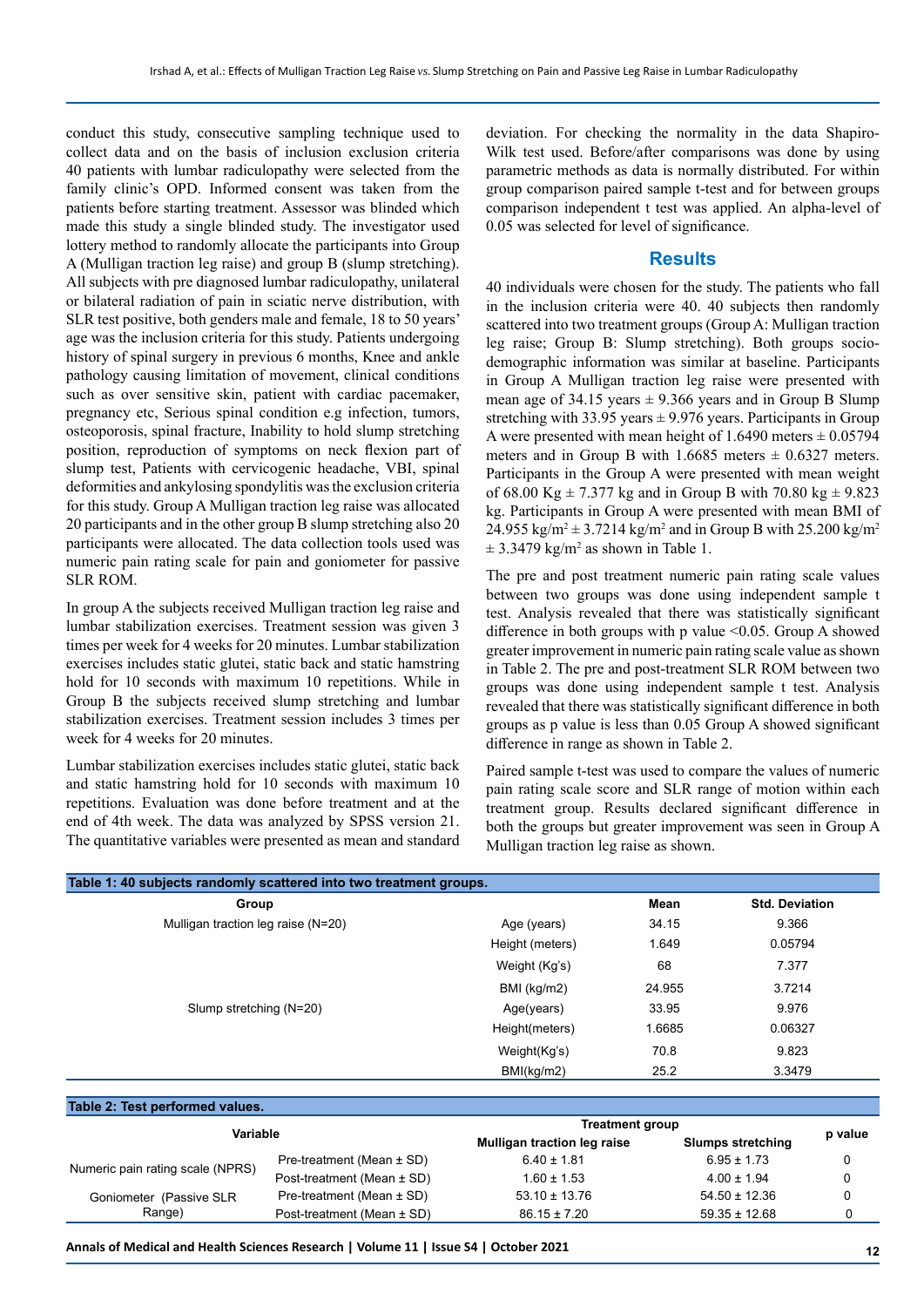conduct this study, consecutive sampling technique used to collect data and on the basis of inclusion exclusion criteria 40 patients with lumbar radiculopathy were selected from the family clinic's OPD. Informed consent was taken from the patients before starting treatment. Assessor was blinded which made this study a single blinded study. The investigator used lottery method to randomly allocate the participants into Group A (Mulligan traction leg raise) and group B (slump stretching). All subjects with pre diagnosed lumbar radiculopathy, unilateral or bilateral radiation of pain in sciatic nerve distribution, with SLR test positive, both genders male and female, 18 to 50 years' age was the inclusion criteria for this study. Patients undergoing history of spinal surgery in previous 6 months, Knee and ankle pathology causing limitation of movement, clinical conditions such as over sensitive skin, patient with cardiac pacemaker, pregnancy etc, Serious spinal condition e.g infection, tumors, osteoporosis, spinal fracture, Inability to hold slump stretching position, reproduction of symptoms on neck flexion part of slump test, Patients with cervicogenic headache, VBI, spinal deformities and ankylosing spondylitis was the exclusion criteria for this study. Group A Mulligan traction leg raise was allocated 20 participants and in the other group B slump stretching also 20 participants were allocated. The data collection tools used was numeric pain rating scale for pain and goniometer for passive SLR ROM.

In group A the subjects received Mulligan traction leg raise and lumbar stabilization exercises. Treatment session was given 3 times per week for 4 weeks for 20 minutes. Lumbar stabilization exercises includes static glutei, static back and static hamstring hold for 10 seconds with maximum 10 repetitions. While in Group B the subjects received slump stretching and lumbar stabilization exercises. Treatment session includes 3 times per week for 4 weeks for 20 minutes.

Lumbar stabilization exercises includes static glutei, static back and static hamstring hold for 10 seconds with maximum 10 repetitions. Evaluation was done before treatment and at the end of 4th week. The data was analyzed by SPSS version 21. The quantitative variables were presented as mean and standard deviation. For checking the normality in the data Shapiro-Wilk test used. Before/after comparisons was done by using parametric methods as data is normally distributed. For within group comparison paired sample t-test and for between groups comparison independent t test was applied. An alpha-level of 0.05 was selected for level of significance.

## Results

40 individuals were chosen for the study. The patients who fall in the inclusion criteria were 40. 40 subjects then randomly scattered into two treatment groups (Group A: Mulligan traction leg raise; Group B: Slump stretching). Both groups socio-demographic information was similar at baseline. Participants in Group A Mulligan traction leg raise were presented with mean age of 34.15 years ± 9.366 years and in Group B Slump stretching with 33.95 years ± 9.976 years. Participants in Group A were presented with mean height of 1.6490 meters ± 0.05794 meters and in Group B with 1.6685 meters ± 0.6327 meters. Participants in the Group A were presented with mean weight of 68.00 Kg ± 7.377 kg and in Group B with 70.80 kg ± 9.823 kg. Participants in Group A were presented with mean BMI of 24.955 kg/m$^2$ ± 3.7214 kg/m$^2$ and in Group B with 25.200 kg/m$^2$ ± 3.3479 kg/m$^2$ as shown in Table 1.

The pre and post treatment numeric pain rating scale values between two groups was done using independent sample t test. Analysis revealed that there was statistically significant difference in both groups with p value <0.05. Group A showed greater improvement in numeric pain rating scale value as shown in Table 2. The pre and post-treatment SLR ROM between two groups was done using independent sample t test. Analysis revealed that there was statistically significant difference in both groups as p value is less than 0.05 Group A showed significant difference in range as shown in Table 2.

Paired sample t-test was used to compare the values of numeric pain rating scale score and SLR range of motion within each treatment group. Results declared significant difference in both the groups but greater improvement was seen in Group A Mulligan traction leg raise as shown.

**Table 1: 40 subjects randomly scattered into two treatment groups.**

| Group | | Mean | Std. Deviation |
|---|---|---|---|
| Mulligan traction leg raise (N=20) | Age (years) | 34.15 | 9.366 |
| | Height (meters) | 1.649 | 0.05794 |
| | Weight (Kg's) | 68 | 7.377 |
| | BMI (kg/m2) | 24.955 | 3.7214 |
| Slump stretching (N=20) | Age(years) | 33.95 | 9.976 |
| | Height(meters) | 1.6685 | 0.06327 |
| | Weight(Kg's) | 70.8 | 9.823 |
| | BMI(kg/m2) | 25.2 | 3.3479 |

**Table 2: Test performed values.**

| Variable | | Treatment group | | p value |
|---|---|---|---|---|
| | | Mulligan traction leg raise | Slumps stretching | |
| Numeric pain rating scale (NPRS) | Pre-treatment (Mean ± SD) | 6.40 ± 1.81 | 6.95 ± 1.73 | 0 |
| | Post-treatment (Mean ± SD) | 1.60 ± 1.53 | 4.00 ± 1.94 | 0 |
| Goniometer (Passive SLR Range) | Pre-treatment (Mean ± SD) | 53.10 ± 13.76 | 54.50 ± 12.36 | 0 |
| | Post-treatment (Mean ± SD) | 86.15 ± 7.20 | 59.35 ± 12.68 | 0 |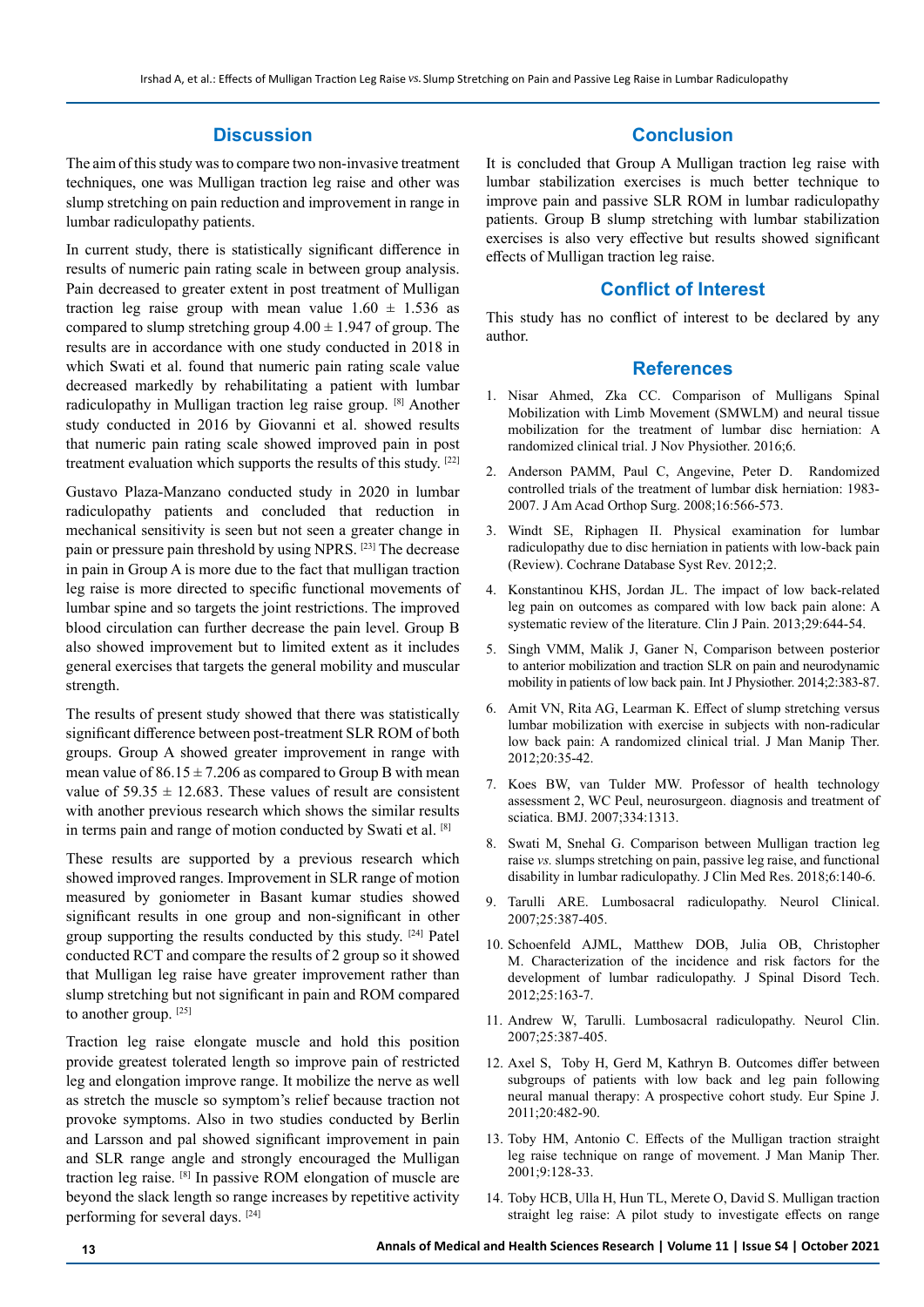## Discussion

The aim of this study was to compare two non-invasive treatment techniques, one was Mulligan traction leg raise and other was slump stretching on pain reduction and improvement in range in lumbar radiculopathy patients.

In current study, there is statistically significant difference in results of numeric pain rating scale in between group analysis. Pain decreased to greater extent in post treatment of Mulligan traction leg raise group with mean value $1.60 \pm 1.536$ as compared to slump stretching group $4.00 \pm 1.947$ of group. The results are in accordance with one study conducted in 2018 in which Swati et al. found that numeric pain rating scale value decreased markedly by rehabilitating a patient with lumbar radiculopathy in Mulligan traction leg raise group. [8] Another study conducted in 2016 by Giovanni et al. showed results that numeric pain rating scale showed improved pain in post treatment evaluation which supports the results of this study. [22]

Gustavo Plaza-Manzano conducted study in 2020 in lumbar radiculopathy patients and concluded that reduction in mechanical sensitivity is seen but not seen a greater change in pain or pressure pain threshold by using NPRS. [23] The decrease in pain in Group A is more due to the fact that mulligan traction leg raise is more directed to specific functional movements of lumbar spine and so targets the joint restrictions. The improved blood circulation can further decrease the pain level. Group B also showed improvement but to limited extent as it includes general exercises that targets the general mobility and muscular strength.

The results of present study showed that there was statistically significant difference between post-treatment SLR ROM of both groups. Group A showed greater improvement in range with mean value of $86.15 \pm 7.206$ as compared to Group B with mean value of $59.35 \pm 12.683$. These values of result are consistent with another previous research which shows the similar results in terms pain and range of motion conducted by Swati et al. [8]

These results are supported by a previous research which showed improved ranges. Improvement in SLR range of motion measured by goniometer in Basant kumar studies showed significant results in one group and non-significant in other group supporting the results conducted by this study. [24] Patel conducted RCT and compare the results of 2 group so it showed that Mulligan leg raise have greater improvement rather than slump stretching but not significant in pain and ROM compared to another group. [25]

Traction leg raise elongate muscle and hold this position provide greatest tolerated length so improve pain of restricted leg and elongation improve range. It mobilize the nerve as well as stretch the muscle so symptom's relief because traction not provoke symptoms. Also in two studies conducted by Berlin and Larsson and pal showed significant improvement in pain and SLR range angle and strongly encouraged the Mulligan traction leg raise. [8] In passive ROM elongation of muscle are beyond the slack length so range increases by repetitive activity performing for several days. [24]

## Conclusion

It is concluded that Group A Mulligan traction leg raise with lumbar stabilization exercises is much better technique to improve pain and passive SLR ROM in lumbar radiculopathy patients. Group B slump stretching with lumbar stabilization exercises is also very effective but results showed significant effects of Mulligan traction leg raise.

## Conflict of Interest

This study has no conflict of interest to be declared by any author.

## References

1. Nisar Ahmed, Zka CC. Comparison of Mulligans Spinal Mobilization with Limb Movement (SMWLM) and neural tissue mobilization for the treatment of lumbar disc herniation: A randomized clinical trial. J Nov Physiother. 2016;6.
2. Anderson PAMM, Paul C, Angevine, Peter D. Randomized controlled trials of the treatment of lumbar disk herniation: 1983-2007. J Am Acad Orthop Surg. 2008;16:566-573.
3. Windt SE, Riphagen II. Physical examination for lumbar radiculopathy due to disc herniation in patients with low-back pain (Review). Cochrane Database Syst Rev. 2012;2.
4. Konstantinou KHS, Jordan JL. The impact of low back-related leg pain on outcomes as compared with low back pain alone: A systematic review of the literature. Clin J Pain. 2013;29:644-54.
5. Singh VMM, Malik J, Ganer N, Comparison between posterior to anterior mobilization and traction SLR on pain and neurodynamic mobility in patients of low back pain. Int J Physiother. 2014;2:383-87.
6. Amit VN, Rita AG, Learman K. Effect of slump stretching versus lumbar mobilization with exercise in subjects with non-radicular low back pain: A randomized clinical trial. J Man Manip Ther. 2012;20:35-42.
7. Koes BW, van Tulder MW. Professor of health technology assessment 2, WC Peul, neurosurgeon. diagnosis and treatment of sciatica. BMJ. 2007;334:1313.
8. Swati M, Snehal G. Comparison between Mulligan traction leg raise *vs.* slumps stretching on pain, passive leg raise, and functional disability in lumbar radiculopathy. J Clin Med Res. 2018;6:140-6.
9. Tarulli ARE. Lumbosacral radiculopathy. Neurol Clinical. 2007;25:387-405.
10. Schoenfeld AJML, Matthew DOB, Julia OB, Christopher M. Characterization of the incidence and risk factors for the development of lumbar radiculopathy. J Spinal Disord Tech. 2012;25:163-7.
11. Andrew W, Tarulli. Lumbosacral radiculopathy. Neurol Clin. 2007;25:387-405.
12. Axel S, Toby H, Gerd M, Kathryn B. Outcomes differ between subgroups of patients with low back and leg pain following neural manual therapy: A prospective cohort study. Eur Spine J. 2011;20:482-90.
13. Toby HM, Antonio C. Effects of the Mulligan traction straight leg raise technique on range of movement. J Man Manip Ther. 2001;9:128-33.
14. Toby HCB, Ulla H, Hun TL, Merete O, David S. Mulligan traction straight leg raise: A pilot study to investigate effects on range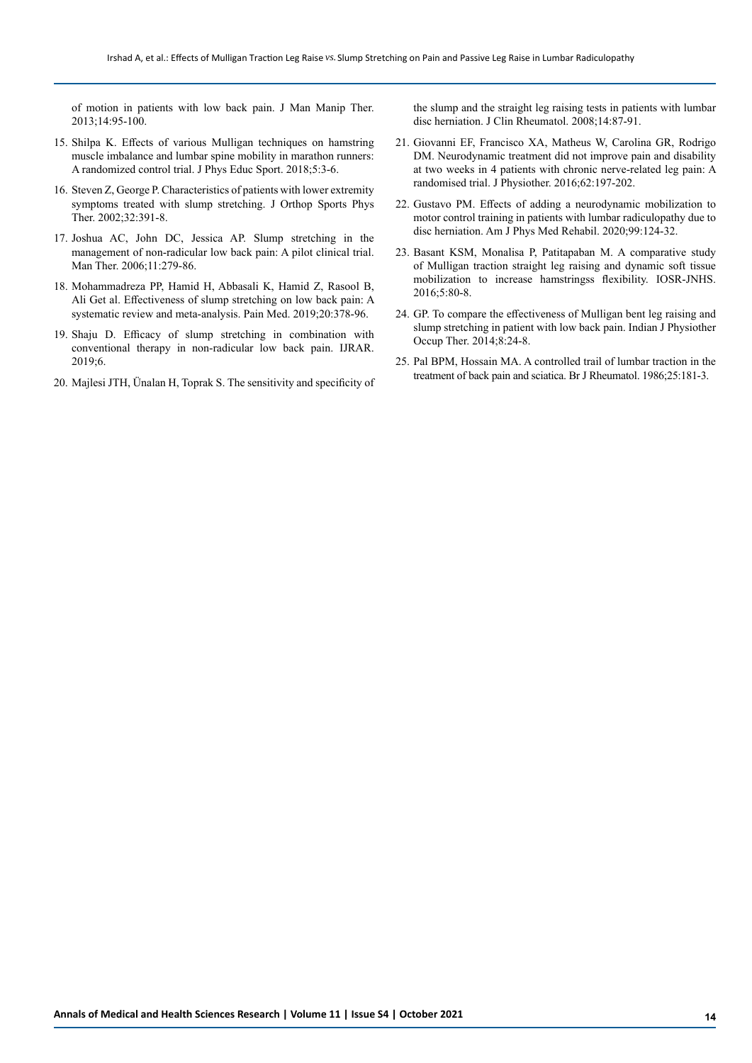of motion in patients with low back pain. J Man Manip Ther. 2013;14:95-100.

15. Shilpa K. Effects of various Mulligan techniques on hamstring muscle imbalance and lumbar spine mobility in marathon runners: A randomized control trial. J Phys Educ Sport. 2018;5:3-6.
16. Steven Z, George P. Characteristics of patients with lower extremity symptoms treated with slump stretching. J Orthop Sports Phys Ther. 2002;32:391-8.
17. Joshua AC, John DC, Jessica AP. Slump stretching in the management of non-radicular low back pain: A pilot clinical trial. Man Ther. 2006;11:279-86.
18. Mohammadreza PP, Hamid H, Abbasali K, Hamid Z, Rasool B, Ali Get al. Effectiveness of slump stretching on low back pain: A systematic review and meta-analysis. Pain Med. 2019;20:378-96.
19. Shaju D. Efficacy of slump stretching in combination with conventional therapy in non-radicular low back pain. IJRAR. 2019;6.
20. Majlesi JTH, Ünalan H, Toprak S. The sensitivity and specificity of the slump and the straight leg raising tests in patients with lumbar disc herniation. J Clin Rheumatol. 2008;14:87-91.
21. Giovanni EF, Francisco XA, Matheus W, Carolina GR, Rodrigo DM. Neurodynamic treatment did not improve pain and disability at two weeks in 4 patients with chronic nerve-related leg pain: A randomised trial. J Physiother. 2016;62:197-202.
22. Gustavo PM. Effects of adding a neurodynamic mobilization to motor control training in patients with lumbar radiculopathy due to disc herniation. Am J Phys Med Rehabil. 2020;99:124-32.
23. Basant KSM, Monalisa P, Patitapaban M. A comparative study of Mulligan traction straight leg raising and dynamic soft tissue mobilization to increase hamstringss flexibility. IOSR-JNHS. 2016;5:80-8.
24. GP. To compare the effectiveness of Mulligan bent leg raising and slump stretching in patient with low back pain. Indian J Physiother Occup Ther. 2014;8:24-8.
25. Pal BPM, Hossain MA. A controlled trail of lumbar traction in the treatment of back pain and sciatica. Br J Rheumatol. 1986;25:181-3.